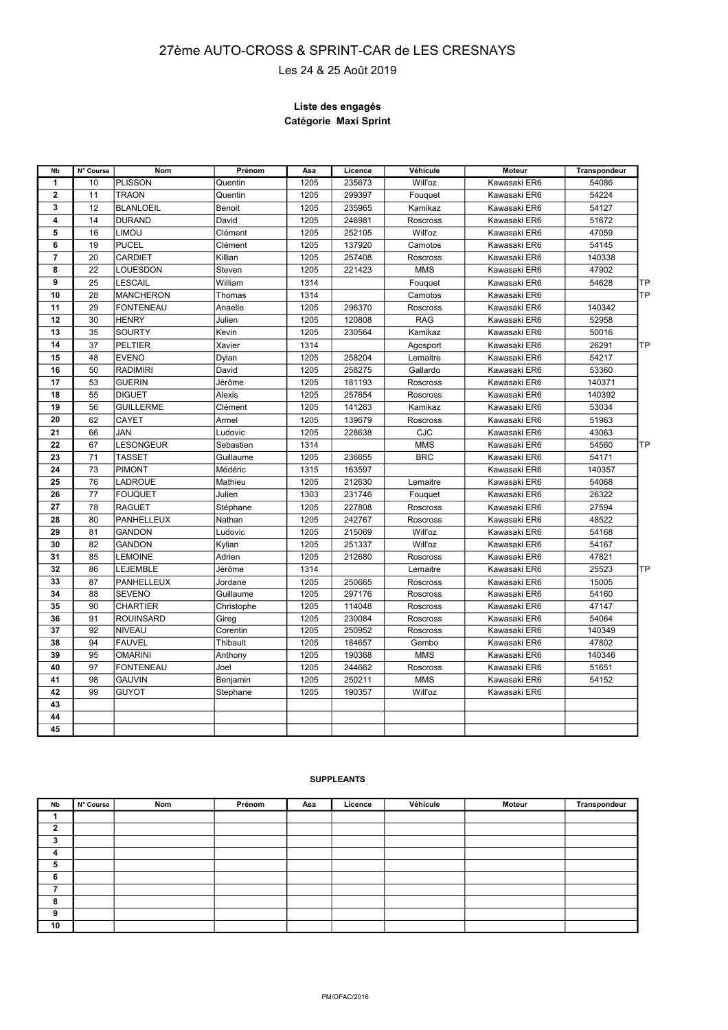# 27ème AUTO-CROSS & SPRINT-CAR de LES CRESNAYS

Les 24 & 25 Août 2019

**Liste des engagés**

**Catégorie Maxi Sprint**

| Nb | N° Course | Nom | Prénom | Asa | Licence | Véhicule | Moteur | Transpondeur | |
|---|---|---|---|---|---|---|---|---|---|
| 1 | 10 | PLISSON | Quentin | 1205 | 235673 | Will'oz | Kawasaki ER6 | 54086 | |
| 2 | 11 | TRAON | Quentin | 1205 | 299397 | Fouquet | Kawasaki ER6 | 54224 | |
| 3 | 12 | BLANLOEIL | Benoit | 1205 | 235965 | Kamikaz | Kawasaki ER6 | 54127 | |
| 4 | 14 | DURAND | David | 1205 | 246981 | Roscross | Kawasaki ER6 | 51672 | |
| 5 | 16 | LIMOU | Clément | 1205 | 252105 | Will'oz | Kawasaki ER6 | 47059 | |
| 6 | 19 | PUCEL | Clément | 1205 | 137920 | Camotos | Kawasaki ER6 | 54145 | |
| 7 | 20 | CARDIET | Killian | 1205 | 257408 | Roscross | Kawasaki ER6 | 140338 | |
| 8 | 22 | LOUESDON | Steven | 1205 | 221423 | MMS | Kawasaki ER6 | 47902 | |
| 9 | 25 | LESCAIL | William | 1314 | | Fouquet | Kawasaki ER6 | 54628 | TP |
| 10 | 28 | MANCHERON | Thomas | 1314 | | Camotos | Kawasaki ER6 | | TP |
| 11 | 29 | FONTENEAU | Anaelle | 1205 | 296370 | Roscross | Kawasaki ER6 | 140342 | |
| 12 | 30 | HENRY | Julien | 1205 | 120808 | RAG | Kawasaki ER6 | 52958 | |
| 13 | 35 | SOURTY | Kevin | 1205 | 230564 | Kamikaz | Kawasaki ER6 | 50016 | |
| 14 | 37 | PELTIER | Xavier | 1314 | | Agosport | Kawasaki ER6 | 26291 | TP |
| 15 | 48 | EVENO | Dylan | 1205 | 258204 | Lemaitre | Kawasaki ER6 | 54217 | |
| 16 | 50 | RADIMIRI | David | 1205 | 258275 | Gallardo | Kawasaki ER6 | 53360 | |
| 17 | 53 | GUERIN | Jérôme | 1205 | 181193 | Roscross | Kawasaki ER6 | 140371 | |
| 18 | 55 | DIGUET | Alexis | 1205 | 257654 | Roscross | Kawasaki ER6 | 140392 | |
| 19 | 56 | GUILLERME | Clément | 1205 | 141263 | Kamikaz | Kawasaki ER6 | 53034 | |
| 20 | 62 | CAYET | Armel | 1205 | 139679 | Roscross | Kawasaki ER6 | 51963 | |
| 21 | 66 | JAN | Ludovic | 1205 | 228638 | CJC | Kawasaki ER6 | 43063 | |
| 22 | 67 | LESONGEUR | Sebastien | 1314 | | MMS | Kawasaki ER6 | 54560 | TP |
| 23 | 71 | TASSET | Guillaume | 1205 | 236655 | BRC | Kawasaki ER6 | 54171 | |
| 24 | 73 | PIMONT | Médéric | 1315 | 163597 | | Kawasaki ER6 | 140357 | |
| 25 | 76 | LADROUE | Mathieu | 1205 | 212630 | Lemaitre | Kawasaki ER6 | 54068 | |
| 26 | 77 | FOUQUET | Julien | 1303 | 231746 | Fouquet | Kawasaki ER6 | 26322 | |
| 27 | 78 | RAGUET | Stéphane | 1205 | 227808 | Roscross | Kawasaki ER6 | 27594 | |
| 28 | 80 | PANHELLEUX | Nathan | 1205 | 242767 | Roscross | Kawasaki ER6 | 48522 | |
| 29 | 81 | GANDON | Ludovic | 1205 | 215069 | Will'oz | Kawasaki ER6 | 54168 | |
| 30 | 82 | GANDON | Kylian | 1205 | 251337 | Will'oz | Kawasaki ER6 | 54167 | |
| 31 | 85 | LEMOINE | Adrien | 1205 | 212680 | Roscross | Kawasaki ER6 | 47821 | |
| 32 | 86 | LEJEMBLE | Jérôme | 1314 | | Lemaitre | Kawasaki ER6 | 25523 | TP |
| 33 | 87 | PANHELLEUX | Jordane | 1205 | 250665 | Roscross | Kawasaki ER6 | 15005 | |
| 34 | 88 | SEVENO | Guillaume | 1205 | 297176 | Roscross | Kawasaki ER6 | 54160 | |
| 35 | 90 | CHARTIER | Christophe | 1205 | 114048 | Roscross | Kawasaki ER6 | 47147 | |
| 36 | 91 | ROUINSARD | Gireg | 1205 | 230084 | Roscross | Kawasaki ER6 | 54064 | |
| 37 | 92 | NIVEAU | Corentin | 1205 | 250952 | Roscross | Kawasaki ER6 | 140349 | |
| 38 | 94 | FAUVEL | Thibault | 1205 | 184657 | Gembo | Kawasaki ER6 | 47802 | |
| 39 | 95 | OMARINI | Anthony | 1205 | 190368 | MMS | Kawasaki ER6 | 140346 | |
| 40 | 97 | FONTENEAU | Joel | 1205 | 244662 | Roscross | Kawasaki ER6 | 51651 | |
| 41 | 98 | GAUVIN | Benjamin | 1205 | 250211 | MMS | Kawasaki ER6 | 54152 | |
| 42 | 99 | GUYOT | Stephane | 1205 | 190357 | Will'oz | Kawasaki ER6 | | |
| 43 | | | | | | | | | |
| 44 | | | | | | | | | |
| 45 | | | | | | | | | |

**SUPPLEANTS**

| Nb | N° Course | Nom | Prénom | Asa | Licence | Véhicule | Moteur | Transpondeur |
|---|---|---|---|---|---|---|---|---|
| 1 | | | | | | | | |
| 2 | | | | | | | | |
| 3 | | | | | | | | |
| 4 | | | | | | | | |
| 5 | | | | | | | | |
| 6 | | | | | | | | |
| 7 | | | | | | | | |
| 8 | | | | | | | | |
| 9 | | | | | | | | |
| 10 | | | | | | | | |

PM/OFAC/2016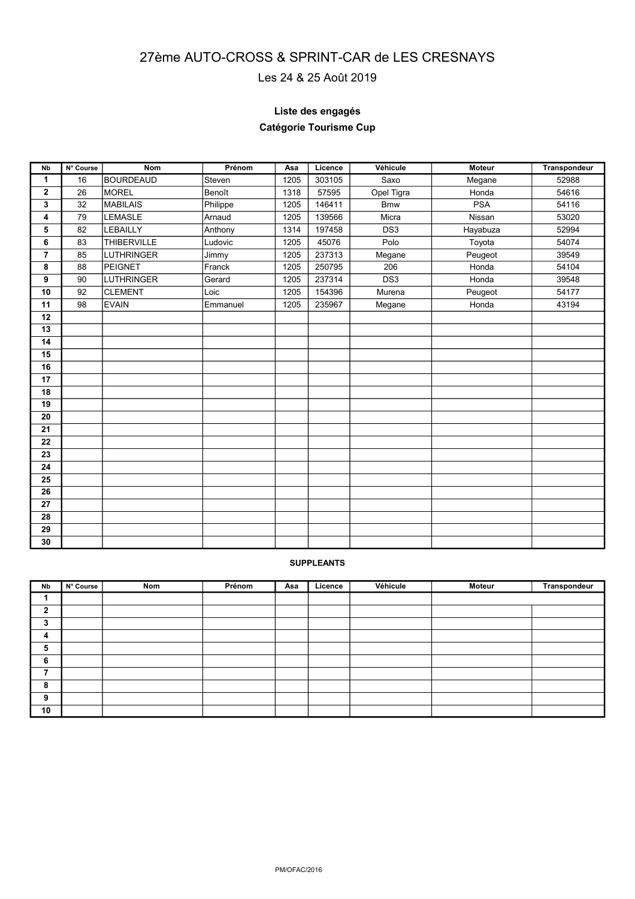# 27ème AUTO-CROSS & SPRINT-CAR de LES CRESNAYS

Les 24 & 25 Août 2019

**Liste des engagés**

**Catégorie Tourisme Cup**

| Nb | N° Course | Nom | Prénom | Asa | Licence | Véhicule | Moteur | Transpondeur |
|---|---|---|---|---|---|---|---|---|
| 1 | 16 | BOURDEAUD | Steven | 1205 | 303105 | Saxo | Megane | 52988 |
| 2 | 26 | MOREL | Benoît | 1318 | 57595 | Opel Tigra | Honda | 54616 |
| 3 | 32 | MABILAIS | Philippe | 1205 | 146411 | Bmw | PSA | 54116 |
| 4 | 79 | LEMASLE | Arnaud | 1205 | 139566 | Micra | Nissan | 53020 |
| 5 | 82 | LEBAILLY | Anthony | 1314 | 197458 | DS3 | Hayabuza | 52994 |
| 6 | 83 | THIBERVILLE | Ludovic | 1205 | 45076 | Polo | Toyota | 54074 |
| 7 | 85 | LUTHRINGER | Jimmy | 1205 | 237313 | Megane | Peugeot | 39549 |
| 8 | 88 | PEIGNET | Franck | 1205 | 250795 | 206 | Honda | 54104 |
| 9 | 90 | LUTHRINGER | Gerard | 1205 | 237314 | DS3 | Honda | 39548 |
| 10 | 92 | CLEMENT | Loic | 1205 | 154396 | Murena | Peugeot | 54177 |
| 11 | 98 | EVAIN | Emmanuel | 1205 | 235967 | Megane | Honda | 43194 |
| 12 | | | | | | | | |
| 13 | | | | | | | | |
| 14 | | | | | | | | |
| 15 | | | | | | | | |
| 16 | | | | | | | | |
| 17 | | | | | | | | |
| 18 | | | | | | | | |
| 19 | | | | | | | | |
| 20 | | | | | | | | |
| 21 | | | | | | | | |
| 22 | | | | | | | | |
| 23 | | | | | | | | |
| 24 | | | | | | | | |
| 25 | | | | | | | | |
| 26 | | | | | | | | |
| 27 | | | | | | | | |
| 28 | | | | | | | | |
| 29 | | | | | | | | |
| 30 | | | | | | | | |

**SUPPLEANTS**

| Nb | N° Course | Nom | Prénom | Asa | Licence | Véhicule | Moteur | Transpondeur |
|---|---|---|---|---|---|---|---|---|
| 1 | | | | | | | | |
| 2 | | | | | | | | |
| 3 | | | | | | | | |
| 4 | | | | | | | | |
| 5 | | | | | | | | |
| 6 | | | | | | | | |
| 7 | | | | | | | | |
| 8 | | | | | | | | |
| 9 | | | | | | | | |
| 10 | | | | | | | | |

PM/OFAC/2016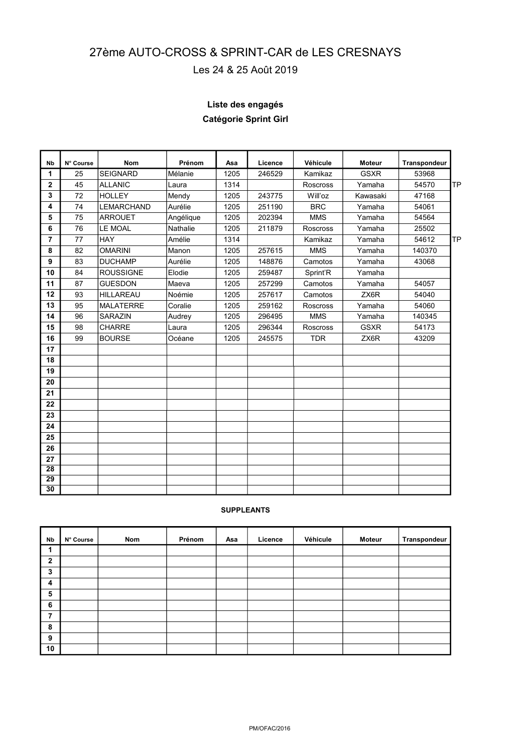# 27ème AUTO-CROSS & SPRINT-CAR de LES CRESNAYS

Les 24 & 25 Août 2019

### Liste des engagés

### Catégorie Sprint Girl

| Nb | N° Course | Nom | Prénom | Asa | Licence | Véhicule | Moteur | Transpondeur | |
|---|---|---|---|---|---|---|---|---|---|
| 1 | 25 | SEIGNARD | Mélanie | 1205 | 246529 | Kamikaz | GSXR | 53968 | |
| 2 | 45 | ALLANIC | Laura | 1314 | | Roscross | Yamaha | 54570 | TP |
| 3 | 72 | HOLLEY | Mendy | 1205 | 243775 | Will'oz | Kawasaki | 47168 | |
| 4 | 74 | LEMARCHAND | Aurélie | 1205 | 251190 | BRC | Yamaha | 54061 | |
| 5 | 75 | ARROUET | Angélique | 1205 | 202394 | MMS | Yamaha | 54564 | |
| 6 | 76 | LE MOAL | Nathalie | 1205 | 211879 | Roscross | Yamaha | 25502 | |
| 7 | 77 | HAY | Amélie | 1314 | | Kamikaz | Yamaha | 54612 | TP |
| 8 | 82 | OMARINI | Manon | 1205 | 257615 | MMS | Yamaha | 140370 | |
| 9 | 83 | DUCHAMP | Aurélie | 1205 | 148876 | Camotos | Yamaha | 43068 | |
| 10 | 84 | ROUSSIGNE | Elodie | 1205 | 259487 | Sprint'R | Yamaha | | |
| 11 | 87 | GUESDON | Maeva | 1205 | 257299 | Camotos | Yamaha | 54057 | |
| 12 | 93 | HILLAREAU | Noémie | 1205 | 257617 | Camotos | ZX6R | 54040 | |
| 13 | 95 | MALATERRE | Coralie | 1205 | 259162 | Roscross | Yamaha | 54060 | |
| 14 | 96 | SARAZIN | Audrey | 1205 | 296495 | MMS | Yamaha | 140345 | |
| 15 | 98 | CHARRE | Laura | 1205 | 296344 | Roscross | GSXR | 54173 | |
| 16 | 99 | BOURSE | Océane | 1205 | 245575 | TDR | ZX6R | 43209 | |
| 17 | | | | | | | | | |
| 18 | | | | | | | | | |
| 19 | | | | | | | | | |
| 20 | | | | | | | | | |
| 21 | | | | | | | | | |
| 22 | | | | | | | | | |
| 23 | | | | | | | | | |
| 24 | | | | | | | | | |
| 25 | | | | | | | | | |
| 26 | | | | | | | | | |
| 27 | | | | | | | | | |
| 28 | | | | | | | | | |
| 29 | | | | | | | | | |
| 30 | | | | | | | | | |

**SUPPLEANTS**

| Nb | N° Course | Nom | Prénom | Asa | Licence | Véhicule | Moteur | Transpondeur |
|---|---|---|---|---|---|---|---|---|
| 1 | | | | | | | | |
| 2 | | | | | | | | |
| 3 | | | | | | | | |
| 4 | | | | | | | | |
| 5 | | | | | | | | |
| 6 | | | | | | | | |
| 7 | | | | | | | | |
| 8 | | | | | | | | |
| 9 | | | | | | | | |
| 10 | | | | | | | | |

PM/OFAC/2016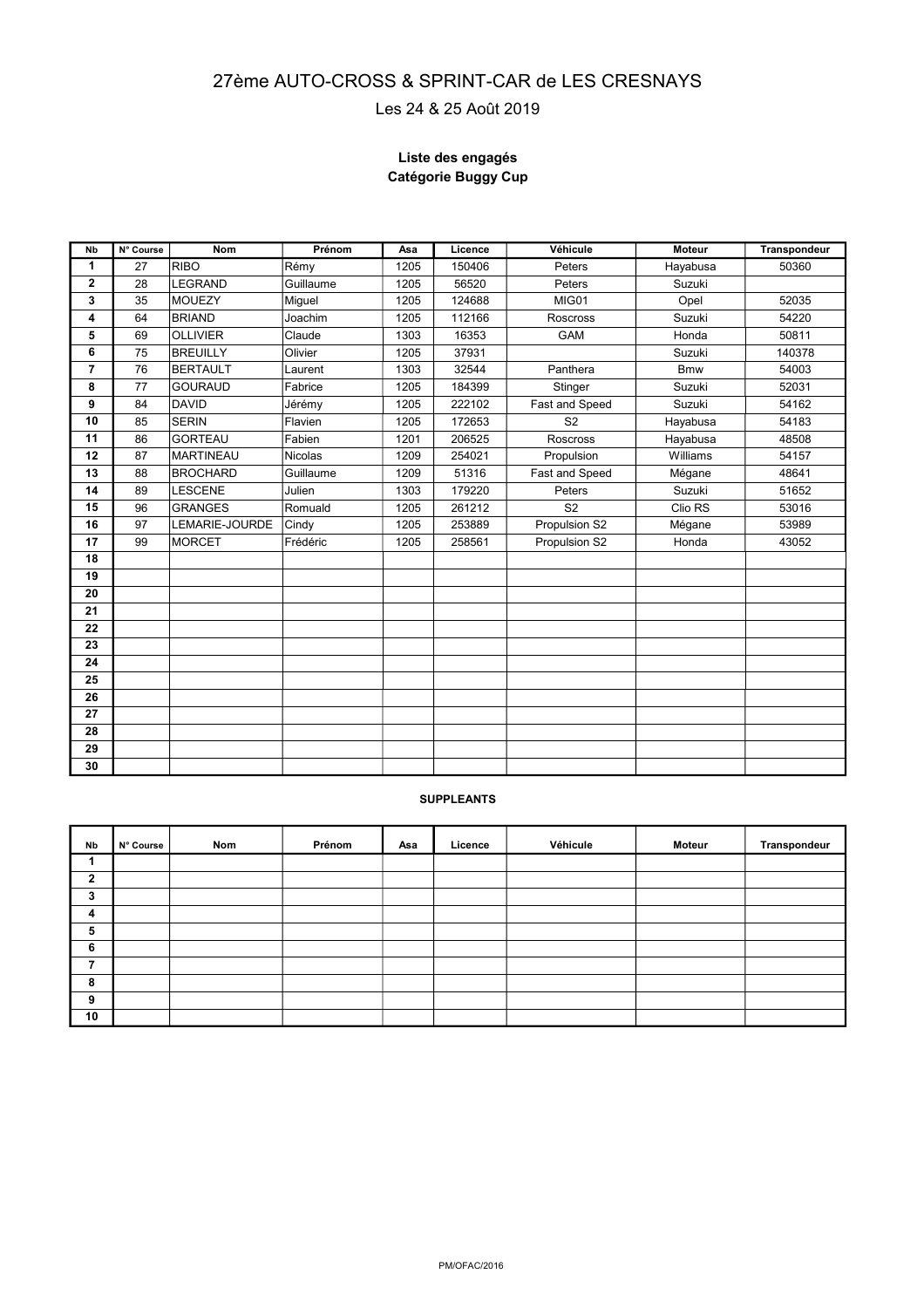# 27ème AUTO-CROSS & SPRINT-CAR de LES CRESNAYS

Les 24 & 25 Août 2019

**Liste des engagés**
**Catégorie Buggy Cup**

| Nb | N° Course | Nom | Prénom | Asa | Licence | Véhicule | Moteur | Transpondeur |
|---|---|---|---|---|---|---|---|---|
| 1 | 27 | RIBO | Rémy | 1205 | 150406 | Peters | Hayabusa | 50360 |
| 2 | 28 | LEGRAND | Guillaume | 1205 | 56520 | Peters | Suzuki | |
| 3 | 35 | MOUEZY | Miguel | 1205 | 124688 | MIG01 | Opel | 52035 |
| 4 | 64 | BRIAND | Joachim | 1205 | 112166 | Roscross | Suzuki | 54220 |
| 5 | 69 | OLLIVIER | Claude | 1303 | 16353 | GAM | Honda | 50811 |
| 6 | 75 | BREUILLY | Olivier | 1205 | 37931 | | Suzuki | 140378 |
| 7 | 76 | BERTAULT | Laurent | 1303 | 32544 | Panthera | Bmw | 54003 |
| 8 | 77 | GOURAUD | Fabrice | 1205 | 184399 | Stinger | Suzuki | 52031 |
| 9 | 84 | DAVID | Jérémy | 1205 | 222102 | Fast and Speed | Suzuki | 54162 |
| 10 | 85 | SERIN | Flavien | 1205 | 172653 | S2 | Hayabusa | 54183 |
| 11 | 86 | GORTEAU | Fabien | 1201 | 206525 | Roscross | Hayabusa | 48508 |
| 12 | 87 | MARTINEAU | Nicolas | 1209 | 254021 | Propulsion | Williams | 54157 |
| 13 | 88 | BROCHARD | Guillaume | 1209 | 51316 | Fast and Speed | Mégane | 48641 |
| 14 | 89 | LESCENE | Julien | 1303 | 179220 | Peters | Suzuki | 51652 |
| 15 | 96 | GRANGES | Romuald | 1205 | 261212 | S2 | Clio RS | 53016 |
| 16 | 97 | LEMARIE-JOURDE | Cindy | 1205 | 253889 | Propulsion S2 | Mégane | 53989 |
| 17 | 99 | MORCET | Frédéric | 1205 | 258561 | Propulsion S2 | Honda | 43052 |
| 18 | | | | | | | | |
| 19 | | | | | | | | |
| 20 | | | | | | | | |
| 21 | | | | | | | | |
| 22 | | | | | | | | |
| 23 | | | | | | | | |
| 24 | | | | | | | | |
| 25 | | | | | | | | |
| 26 | | | | | | | | |
| 27 | | | | | | | | |
| 28 | | | | | | | | |
| 29 | | | | | | | | |
| 30 | | | | | | | | |

**SUPPLEANTS**

| Nb | N° Course | Nom | Prénom | Asa | Licence | Véhicule | Moteur | Transpondeur |
|---|---|---|---|---|---|---|---|---|
| 1 | | | | | | | | |
| 2 | | | | | | | | |
| 3 | | | | | | | | |
| 4 | | | | | | | | |
| 5 | | | | | | | | |
| 6 | | | | | | | | |
| 7 | | | | | | | | |
| 8 | | | | | | | | |
| 9 | | | | | | | | |
| 10 | | | | | | | | |

PM/OFAC/2016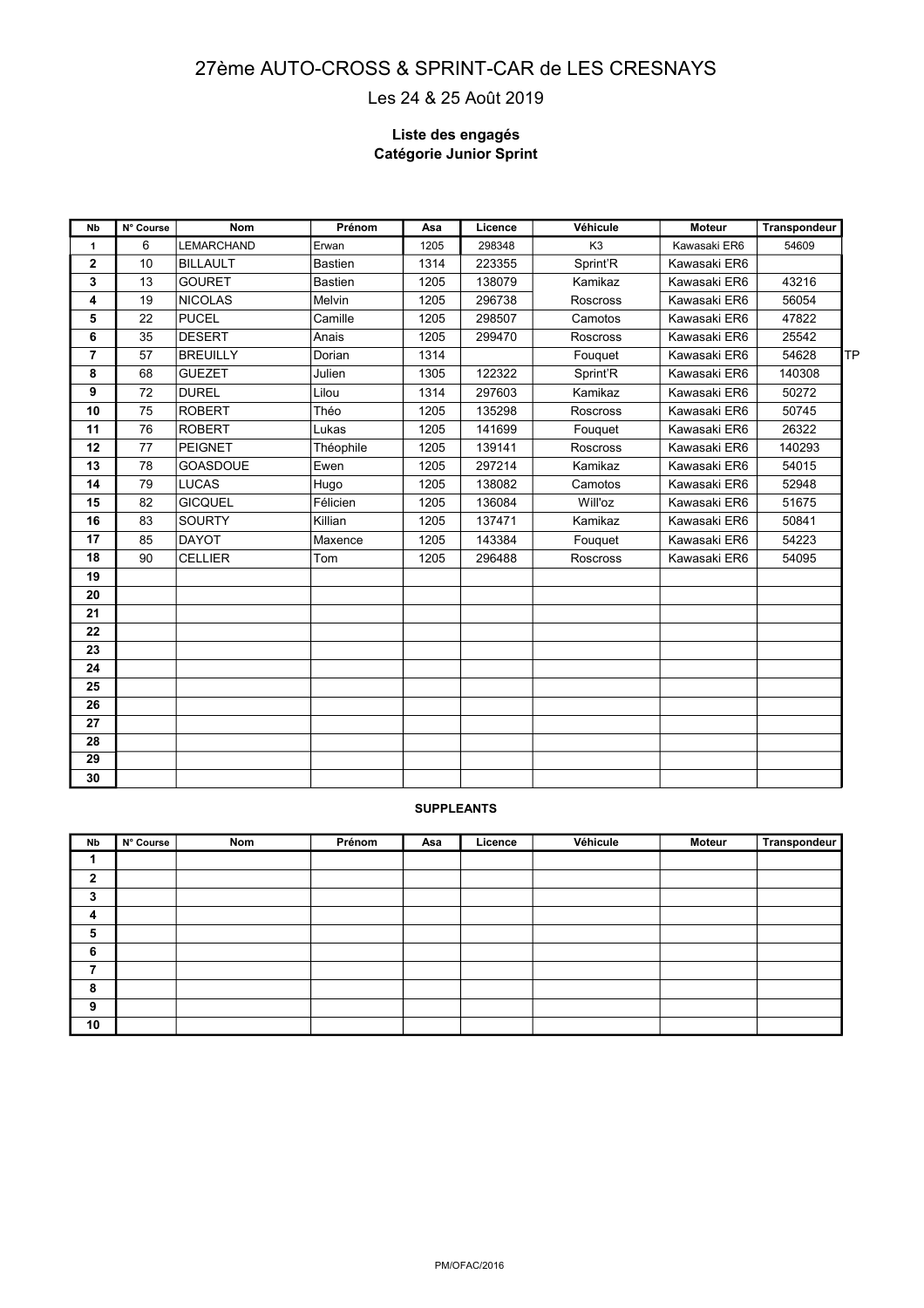# 27ème AUTO-CROSS & SPRINT-CAR de LES CRESNAYS

Les 24 & 25 Août 2019

**Liste des engagés**
**Catégorie Junior Sprint**

| Nb | N° Course | Nom | Prénom | Asa | Licence | Véhicule | Moteur | Transpondeur | |
|---|---|---|---|---|---|---|---|---|---|
| 1 | 6 | LEMARCHAND | Erwan | 1205 | 298348 | K3 | Kawasaki ER6 | 54609 | |
| 2 | 10 | BILLAULT | Bastien | 1314 | 223355 | Sprint'R | Kawasaki ER6 | | |
| 3 | 13 | GOURET | Bastien | 1205 | 138079 | Kamikaz | Kawasaki ER6 | 43216 | |
| 4 | 19 | NICOLAS | Melvin | 1205 | 296738 | Roscross | Kawasaki ER6 | 56054 | |
| 5 | 22 | PUCEL | Camille | 1205 | 298507 | Camotos | Kawasaki ER6 | 47822 | |
| 6 | 35 | DESERT | Anais | 1205 | 299470 | Roscross | Kawasaki ER6 | 25542 | |
| 7 | 57 | BREUILLY | Dorian | 1314 | | Fouquet | Kawasaki ER6 | 54628 | TP |
| 8 | 68 | GUEZET | Julien | 1305 | 122322 | Sprint'R | Kawasaki ER6 | 140308 | |
| 9 | 72 | DUREL | Lilou | 1314 | 297603 | Kamikaz | Kawasaki ER6 | 50272 | |
| 10 | 75 | ROBERT | Théo | 1205 | 135298 | Roscross | Kawasaki ER6 | 50745 | |
| 11 | 76 | ROBERT | Lukas | 1205 | 141699 | Fouquet | Kawasaki ER6 | 26322 | |
| 12 | 77 | PEIGNET | Théophile | 1205 | 139141 | Roscross | Kawasaki ER6 | 140293 | |
| 13 | 78 | GOASDOUE | Ewen | 1205 | 297214 | Kamikaz | Kawasaki ER6 | 54015 | |
| 14 | 79 | LUCAS | Hugo | 1205 | 138082 | Camotos | Kawasaki ER6 | 52948 | |
| 15 | 82 | GICQUEL | Félicien | 1205 | 136084 | Will'oz | Kawasaki ER6 | 51675 | |
| 16 | 83 | SOURTY | Killian | 1205 | 137471 | Kamikaz | Kawasaki ER6 | 50841 | |
| 17 | 85 | DAYOT | Maxence | 1205 | 143384 | Fouquet | Kawasaki ER6 | 54223 | |
| 18 | 90 | CELLIER | Tom | 1205 | 296488 | Roscross | Kawasaki ER6 | 54095 | |
| 19 | | | | | | | | | |
| 20 | | | | | | | | | |
| 21 | | | | | | | | | |
| 22 | | | | | | | | | |
| 23 | | | | | | | | | |
| 24 | | | | | | | | | |
| 25 | | | | | | | | | |
| 26 | | | | | | | | | |
| 27 | | | | | | | | | |
| 28 | | | | | | | | | |
| 29 | | | | | | | | | |
| 30 | | | | | | | | | |

**SUPPLEANTS**

| Nb | N° Course | Nom | Prénom | Asa | Licence | Véhicule | Moteur | Transpondeur |
|---|---|---|---|---|---|---|---|---|
| 1 | | | | | | | | |
| 2 | | | | | | | | |
| 3 | | | | | | | | |
| 4 | | | | | | | | |
| 5 | | | | | | | | |
| 6 | | | | | | | | |
| 7 | | | | | | | | |
| 8 | | | | | | | | |
| 9 | | | | | | | | |
| 10 | | | | | | | | |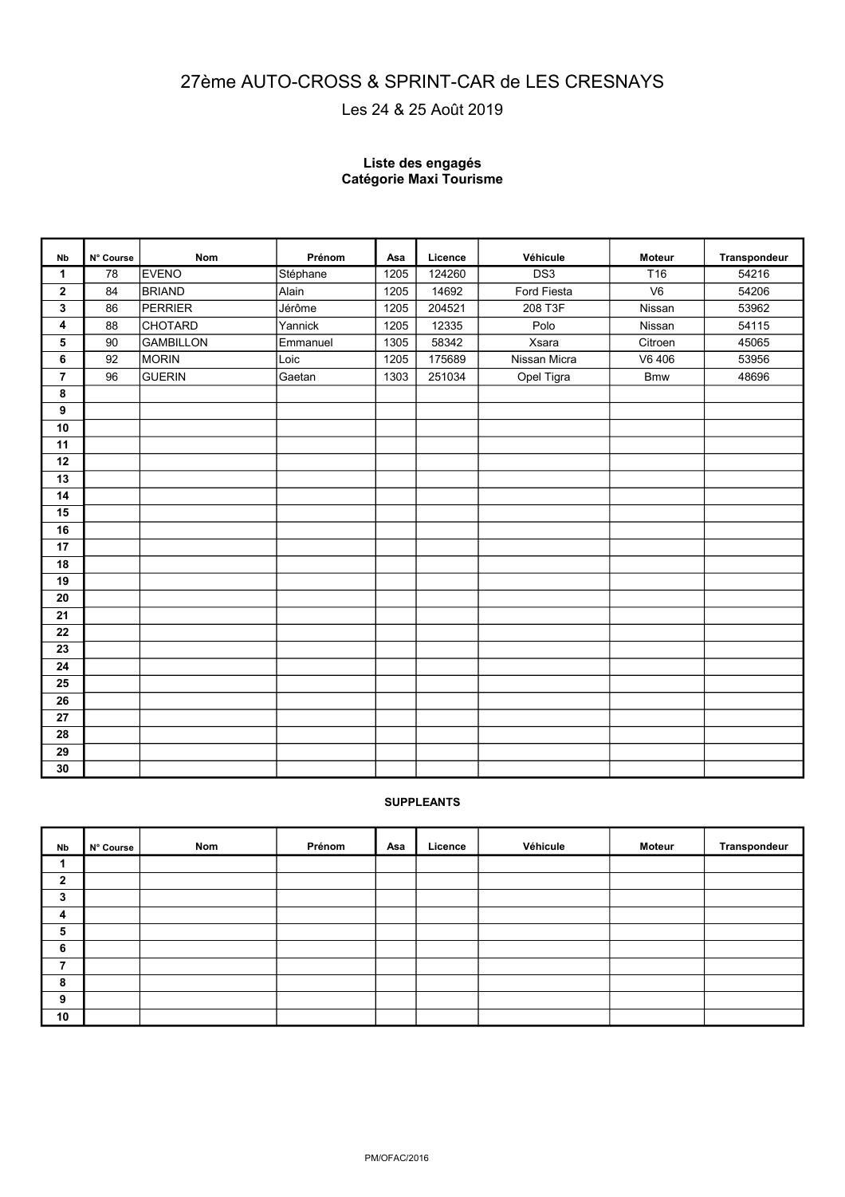# 27ème AUTO-CROSS & SPRINT-CAR de LES CRESNAYS

Les 24 & 25 Août 2019

**Liste des engagés**
**Catégorie Maxi Tourisme**

| Nb | N° Course | Nom | Prénom | Asa | Licence | Véhicule | Moteur | Transpondeur |
|---|---|---|---|---|---|---|---|---|
| 1 | 78 | EVENO | Stéphane | 1205 | 124260 | DS3 | T16 | 54216 |
| 2 | 84 | BRIAND | Alain | 1205 | 14692 | Ford Fiesta | V6 | 54206 |
| 3 | 86 | PERRIER | Jérôme | 1205 | 204521 | 208 T3F | Nissan | 53962 |
| 4 | 88 | CHOTARD | Yannick | 1205 | 12335 | Polo | Nissan | 54115 |
| 5 | 90 | GAMBILLON | Emmanuel | 1305 | 58342 | Xsara | Citroen | 45065 |
| 6 | 92 | MORIN | Loic | 1205 | 175689 | Nissan Micra | V6 406 | 53956 |
| 7 | 96 | GUERIN | Gaetan | 1303 | 251034 | Opel Tigra | Bmw | 48696 |
| 8 | | | | | | | | |
| 9 | | | | | | | | |
| 10 | | | | | | | | |
| 11 | | | | | | | | |
| 12 | | | | | | | | |
| 13 | | | | | | | | |
| 14 | | | | | | | | |
| 15 | | | | | | | | |
| 16 | | | | | | | | |
| 17 | | | | | | | | |
| 18 | | | | | | | | |
| 19 | | | | | | | | |
| 20 | | | | | | | | |
| 21 | | | | | | | | |
| 22 | | | | | | | | |
| 23 | | | | | | | | |
| 24 | | | | | | | | |
| 25 | | | | | | | | |
| 26 | | | | | | | | |
| 27 | | | | | | | | |
| 28 | | | | | | | | |
| 29 | | | | | | | | |
| 30 | | | | | | | | |

**SUPPLEANTS**

| Nb | N° Course | Nom | Prénom | Asa | Licence | Véhicule | Moteur | Transpondeur |
|---|---|---|---|---|---|---|---|---|
| 1 | | | | | | | | |
| 2 | | | | | | | | |
| 3 | | | | | | | | |
| 4 | | | | | | | | |
| 5 | | | | | | | | |
| 6 | | | | | | | | |
| 7 | | | | | | | | |
| 8 | | | | | | | | |
| 9 | | | | | | | | |
| 10 | | | | | | | | |

PM/OFAC/2016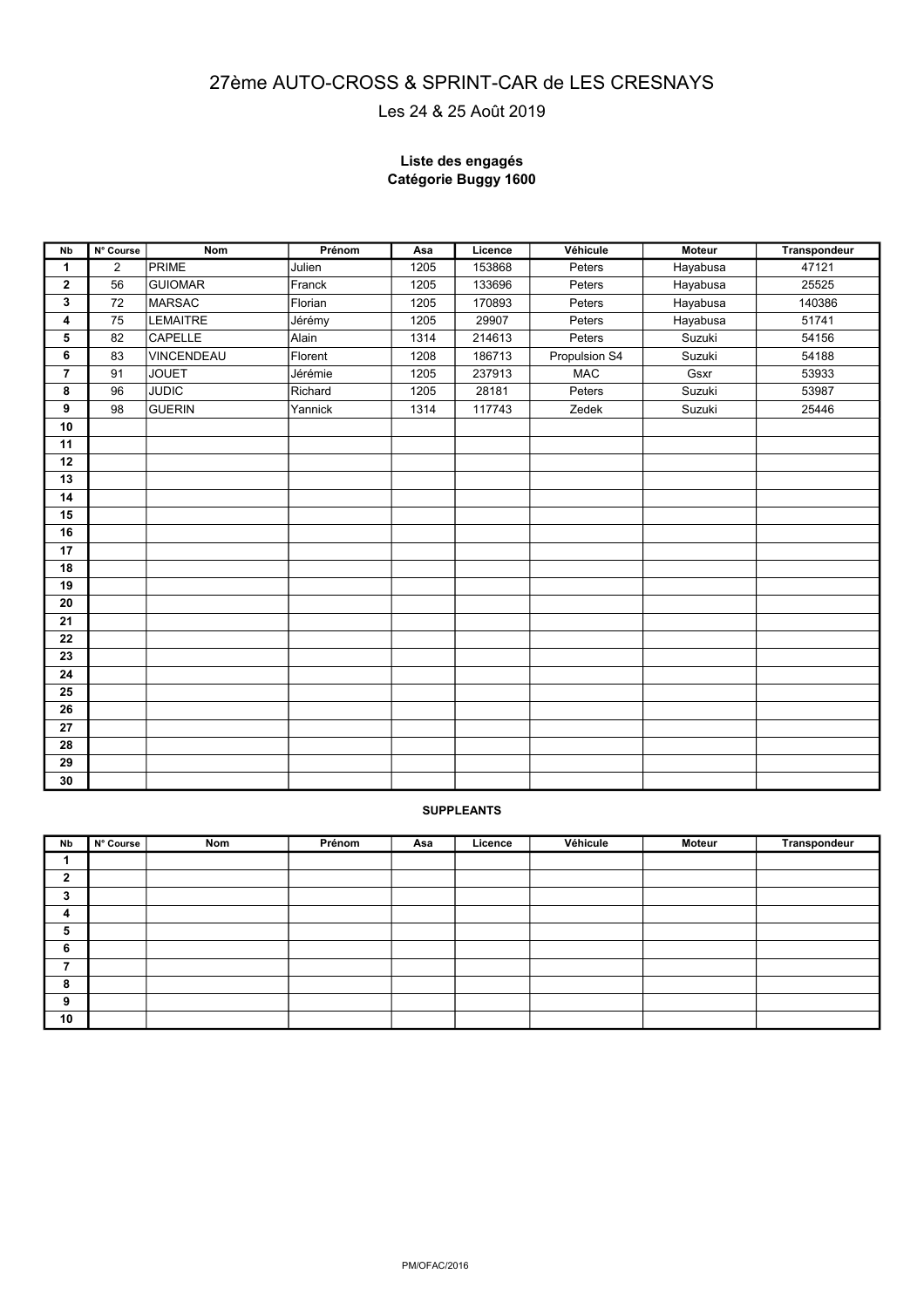# 27ème AUTO-CROSS & SPRINT-CAR de LES CRESNAYS

Les 24 & 25 Août 2019

**Liste des engagés**
**Catégorie Buggy 1600**

| Nb | N° Course | Nom | Prénom | Asa | Licence | Véhicule | Moteur | Transpondeur |
|---|---|---|---|---|---|---|---|---|
| 1 | 2 | PRIME | Julien | 1205 | 153868 | Peters | Hayabusa | 47121 |
| 2 | 56 | GUIOMAR | Franck | 1205 | 133696 | Peters | Hayabusa | 25525 |
| 3 | 72 | MARSAC | Florian | 1205 | 170893 | Peters | Hayabusa | 140386 |
| 4 | 75 | LEMAITRE | Jérémy | 1205 | 29907 | Peters | Hayabusa | 51741 |
| 5 | 82 | CAPELLE | Alain | 1314 | 214613 | Peters | Suzuki | 54156 |
| 6 | 83 | VINCENDEAU | Florent | 1208 | 186713 | Propulsion S4 | Suzuki | 54188 |
| 7 | 91 | JOUET | Jérémie | 1205 | 237913 | MAC | Gsxr | 53933 |
| 8 | 96 | JUDIC | Richard | 1205 | 28181 | Peters | Suzuki | 53987 |
| 9 | 98 | GUERIN | Yannick | 1314 | 117743 | Zedek | Suzuki | 25446 |
| 10 | | | | | | | | |
| 11 | | | | | | | | |
| 12 | | | | | | | | |
| 13 | | | | | | | | |
| 14 | | | | | | | | |
| 15 | | | | | | | | |
| 16 | | | | | | | | |
| 17 | | | | | | | | |
| 18 | | | | | | | | |
| 19 | | | | | | | | |
| 20 | | | | | | | | |
| 21 | | | | | | | | |
| 22 | | | | | | | | |
| 23 | | | | | | | | |
| 24 | | | | | | | | |
| 25 | | | | | | | | |
| 26 | | | | | | | | |
| 27 | | | | | | | | |
| 28 | | | | | | | | |
| 29 | | | | | | | | |
| 30 | | | | | | | | |

**SUPPLEANTS**

| Nb | N° Course | Nom | Prénom | Asa | Licence | Véhicule | Moteur | Transpondeur |
|---|---|---|---|---|---|---|---|---|
| 1 | | | | | | | | |
| 2 | | | | | | | | |
| 3 | | | | | | | | |
| 4 | | | | | | | | |
| 5 | | | | | | | | |
| 6 | | | | | | | | |
| 7 | | | | | | | | |
| 8 | | | | | | | | |
| 9 | | | | | | | | |
| 10 | | | | | | | | |

PM/OFAC/2016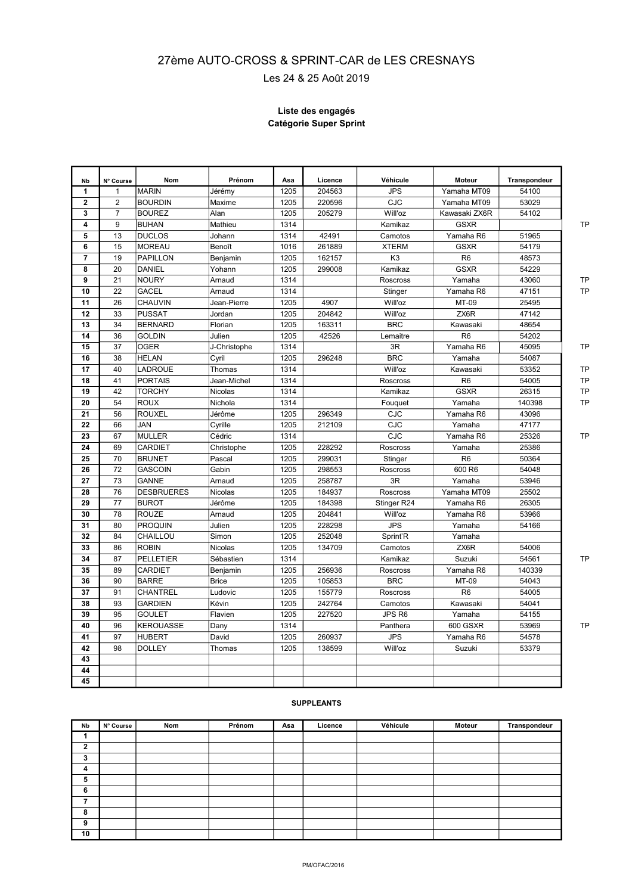# 27ème AUTO-CROSS & SPRINT-CAR de LES CRESNAYS

Les 24 & 25 Août 2019

**Liste des engagés**
**Catégorie Super Sprint**

| Nb | N° Course | Nom | Prénom | Asa | Licence | Véhicule | Moteur | Transpondeur | |
|---|---|---|---|---|---|---|---|---|---|
| **1** | 1 | MARIN | Jérémy | 1205 | 204563 | JPS | Yamaha MT09 | 54100 | |
| **2** | 2 | BOURDIN | Maxime | 1205 | 220596 | CJC | Yamaha MT09 | 53029 | |
| **3** | 7 | BOUREZ | Alan | 1205 | 205279 | Will'oz | Kawasaki ZX6R | 54102 | |
| **4** | 9 | BUHAN | Mathieu | 1314 | | Kamikaz | GSXR | | TP |
| **5** | 13 | DUCLOS | Johann | 1314 | 42491 | Camotos | Yamaha R6 | 51965 | |
| **6** | 15 | MOREAU | Benoît | 1016 | 261889 | XTERM | GSXR | 54179 | |
| **7** | 19 | PAPILLON | Benjamin | 1205 | 162157 | K3 | R6 | 48573 | |
| **8** | 20 | DANIEL | Yohann | 1205 | 299008 | Kamikaz | GSXR | 54229 | |
| **9** | 21 | NOURY | Arnaud | 1314 | | Roscross | Yamaha | 43060 | TP |
| **10** | 22 | GACEL | Arnaud | 1314 | | Stinger | Yamaha R6 | 47151 | TP |
| **11** | 26 | CHAUVIN | Jean-Pierre | 1205 | 4907 | Will'oz | MT-09 | 25495 | |
| **12** | 33 | PUSSAT | Jordan | 1205 | 204842 | Will'oz | ZX6R | 47142 | |
| **13** | 34 | BERNARD | Florian | 1205 | 163311 | BRC | Kawasaki | 48654 | |
| **14** | 36 | GOLDIN | Julien | 1205 | 42526 | Lemaitre | R6 | 54202 | |
| **15** | 37 | OGER | J-Christophe | 1314 | | 3R | Yamaha R6 | 45095 | TP |
| **16** | 38 | HELAN | Cyril | 1205 | 296248 | BRC | Yamaha | 54087 | |
| **17** | 40 | LADROUE | Thomas | 1314 | | Will'oz | Kawasaki | 53352 | TP |
| **18** | 41 | PORTAIS | Jean-Michel | 1314 | | Roscross | R6 | 54005 | TP |
| **19** | 42 | TORCHY | Nicolas | 1314 | | Kamikaz | GSXR | 26315 | TP |
| **20** | 54 | ROUX | Nichola | 1314 | | Fouquet | Yamaha | 140398 | TP |
| **21** | 56 | ROUXEL | Jérôme | 1205 | 296349 | CJC | Yamaha R6 | 43096 | |
| **22** | 66 | JAN | Cyrille | 1205 | 212109 | CJC | Yamaha | 47177 | |
| **23** | 67 | MULLER | Cédric | 1314 | | CJC | Yamaha R6 | 25326 | TP |
| **24** | 69 | CARDIET | Christophe | 1205 | 228292 | Roscross | Yamaha | 25386 | |
| **25** | 70 | BRUNET | Pascal | 1205 | 299031 | Stinger | R6 | 50364 | |
| **26** | 72 | GASCOIN | Gabin | 1205 | 298553 | Roscross | 600 R6 | 54048 | |
| **27** | 73 | GANNE | Arnaud | 1205 | 258787 | 3R | Yamaha | 53946 | |
| **28** | 76 | DESBRUERES | Nicolas | 1205 | 184937 | Roscross | Yamaha MT09 | 25502 | |
| **29** | 77 | BUROT | Jérôme | 1205 | 184398 | Stinger R24 | Yamaha R6 | 26305 | |
| **30** | 78 | ROUZE | Arnaud | 1205 | 204841 | Will'oz | Yamaha R6 | 53966 | |
| **31** | 80 | PROQUIN | Julien | 1205 | 228298 | JPS | Yamaha | 54166 | |
| **32** | 84 | CHAILLOU | Simon | 1205 | 252048 | Sprint'R | Yamaha | | |
| **33** | 86 | ROBIN | Nicolas | 1205 | 134709 | Camotos | ZX6R | 54006 | |
| **34** | 87 | PELLETIER | Sébastien | 1314 | | Kamikaz | Suzuki | 54561 | TP |
| **35** | 89 | CARDIET | Benjamin | 1205 | 256936 | Roscross | Yamaha R6 | 140339 | |
| **36** | 90 | BARRE | Brice | 1205 | 105853 | BRC | MT-09 | 54043 | |
| **37** | 91 | CHANTREL | Ludovic | 1205 | 155779 | Roscross | R6 | 54005 | |
| **38** | 93 | GARDIEN | Kévin | 1205 | 242764 | Camotos | Kawasaki | 54041 | |
| **39** | 95 | GOULET | Flavien | 1205 | 227520 | JPS R6 | Yamaha | 54155 | |
| **40** | 96 | KEROUASSE | Dany | 1314 | | Panthera | 600 GSXR | 53969 | TP |
| **41** | 97 | HUBERT | David | 1205 | 260937 | JPS | Yamaha R6 | 54578 | |
| **42** | 98 | DOLLEY | Thomas | 1205 | 138599 | Will'oz | Suzuki | 53379 | |
| **43** | | | | | | | | | |
| **44** | | | | | | | | | |
| **45** | | | | | | | | | |

**SUPPLEANTS**

| Nb | N° Course | Nom | Prénom | Asa | Licence | Véhicule | Moteur | Transpondeur |
|---|---|---|---|---|---|---|---|---|
| **1** | | | | | | | | |
| **2** | | | | | | | | |
| **3** | | | | | | | | |
| **4** | | | | | | | | |
| **5** | | | | | | | | |
| **6** | | | | | | | | |
| **7** | | | | | | | | |
| **8** | | | | | | | | |
| **9** | | | | | | | | |
| **10** | | | | | | | | |

PM/OFAC/2016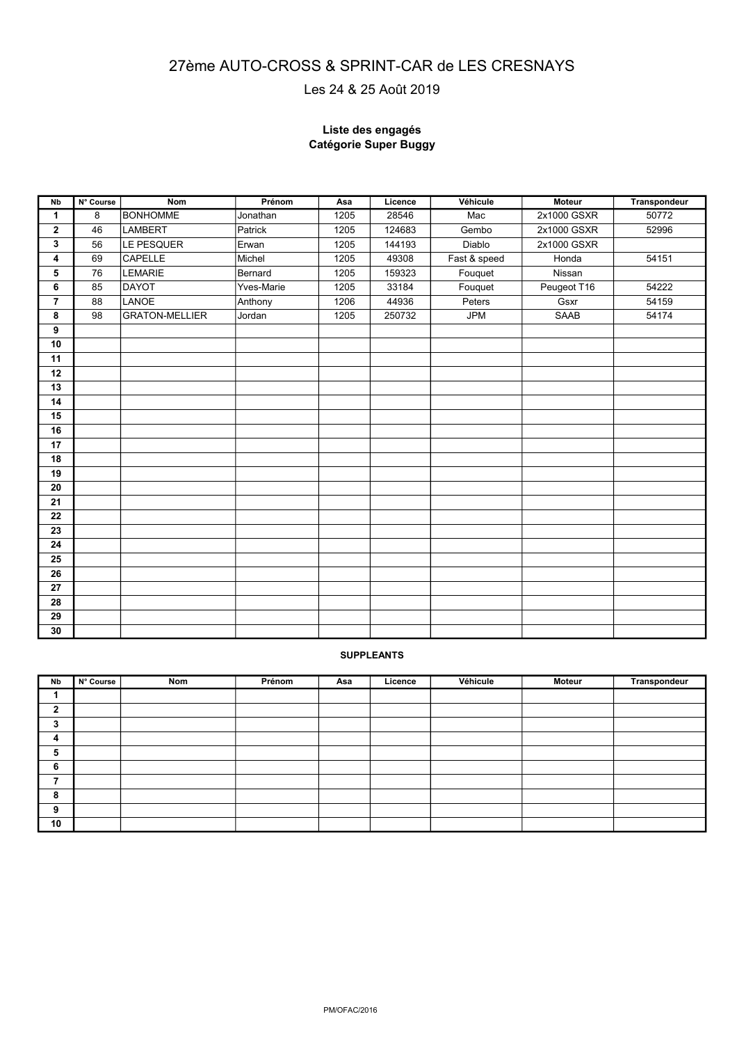# 27ème AUTO-CROSS & SPRINT-CAR de LES CRESNAYS

Les 24 & 25 Août 2019

**Liste des engagés**
**Catégorie Super Buggy**

| Nb | N° Course | Nom | Prénom | Asa | Licence | Véhicule | Moteur | Transpondeur |
|---|---|---|---|---|---|---|---|---|
| 1 | 8 | BONHOMME | Jonathan | 1205 | 28546 | Mac | 2x1000 GSXR | 50772 |
| 2 | 46 | LAMBERT | Patrick | 1205 | 124683 | Gembo | 2x1000 GSXR | 52996 |
| 3 | 56 | LE PESQUER | Erwan | 1205 | 144193 | Diablo | 2x1000 GSXR | |
| 4 | 69 | CAPELLE | Michel | 1205 | 49308 | Fast & speed | Honda | 54151 |
| 5 | 76 | LEMARIE | Bernard | 1205 | 159323 | Fouquet | Nissan | |
| 6 | 85 | DAYOT | Yves-Marie | 1205 | 33184 | Fouquet | Peugeot T16 | 54222 |
| 7 | 88 | LANOE | Anthony | 1206 | 44936 | Peters | Gsxr | 54159 |
| 8 | 98 | GRATON-MELLIER | Jordan | 1205 | 250732 | JPM | SAAB | 54174 |
| 9 | | | | | | | | |
| 10 | | | | | | | | |
| 11 | | | | | | | | |
| 12 | | | | | | | | |
| 13 | | | | | | | | |
| 14 | | | | | | | | |
| 15 | | | | | | | | |
| 16 | | | | | | | | |
| 17 | | | | | | | | |
| 18 | | | | | | | | |
| 19 | | | | | | | | |
| 20 | | | | | | | | |
| 21 | | | | | | | | |
| 22 | | | | | | | | |
| 23 | | | | | | | | |
| 24 | | | | | | | | |
| 25 | | | | | | | | |
| 26 | | | | | | | | |
| 27 | | | | | | | | |
| 28 | | | | | | | | |
| 29 | | | | | | | | |
| 30 | | | | | | | | |

**SUPPLEANTS**

| Nb | N° Course | Nom | Prénom | Asa | Licence | Véhicule | Moteur | Transpondeur |
|---|---|---|---|---|---|---|---|---|
| 1 | | | | | | | | |
| 2 | | | | | | | | |
| 3 | | | | | | | | |
| 4 | | | | | | | | |
| 5 | | | | | | | | |
| 6 | | | | | | | | |
| 7 | | | | | | | | |
| 8 | | | | | | | | |
| 9 | | | | | | | | |
| 10 | | | | | | | | |

PM/OFAC/2016